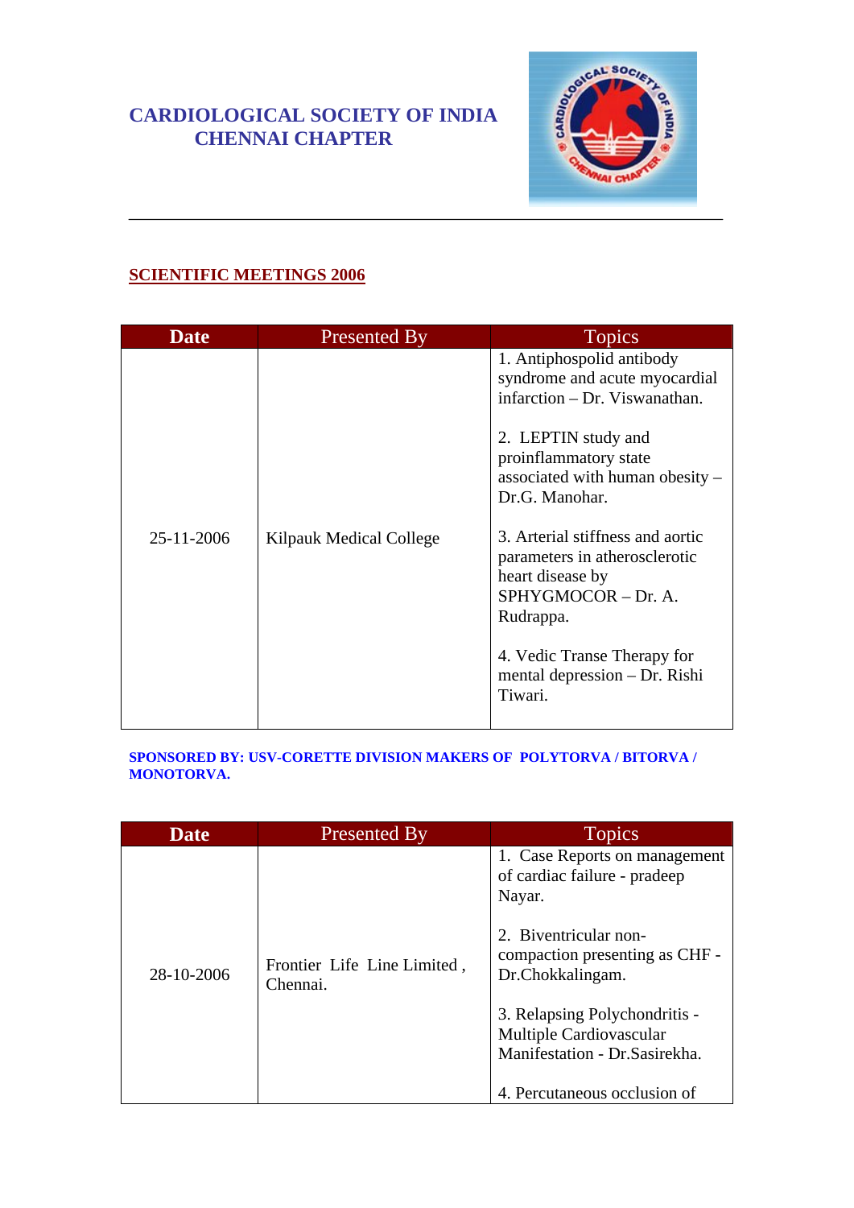# CARDIOLOGICAL SOCIETY OF INDIA
# CHENNAI CHAPTER

---

## SCIENTIFIC MEETINGS 2006

| Date | Presented By | Topics |
|---|---|---|
| 25-11-2006 | Kilpauk Medical College | 1. Antiphospolid antibody syndrome and acute myocardial infarction – Dr. Viswanathan.<br><br>2. LEPTIN study and proinflammatory state associated with human obesity – Dr.G. Manohar.<br><br>3. Arterial stiffness and aortic parameters in atherosclerotic heart disease by SPHYGMOCOR – Dr. A. Rudrappa.<br><br>4. Vedic Transe Therapy for mental depression – Dr. Rishi Tiwari. |

**SPONSORED BY: USV-CORETTE DIVISION MAKERS OF POLYTORVA / BITORVA / MONOTORVA.**

| Date | Presented By | Topics |
|---|---|---|
| 28-10-2006 | Frontier Life Line Limited , Chennai. | 1. Case Reports on management of cardiac failure - pradeep Nayar.<br><br>2. Biventricular non-compaction presenting as CHF - Dr.Chokkalingam.<br><br>3. Relapsing Polychondritis - Multiple Cardiovascular Manifestation - Dr.Sasirekha.<br><br>4. Percutaneous occlusion of |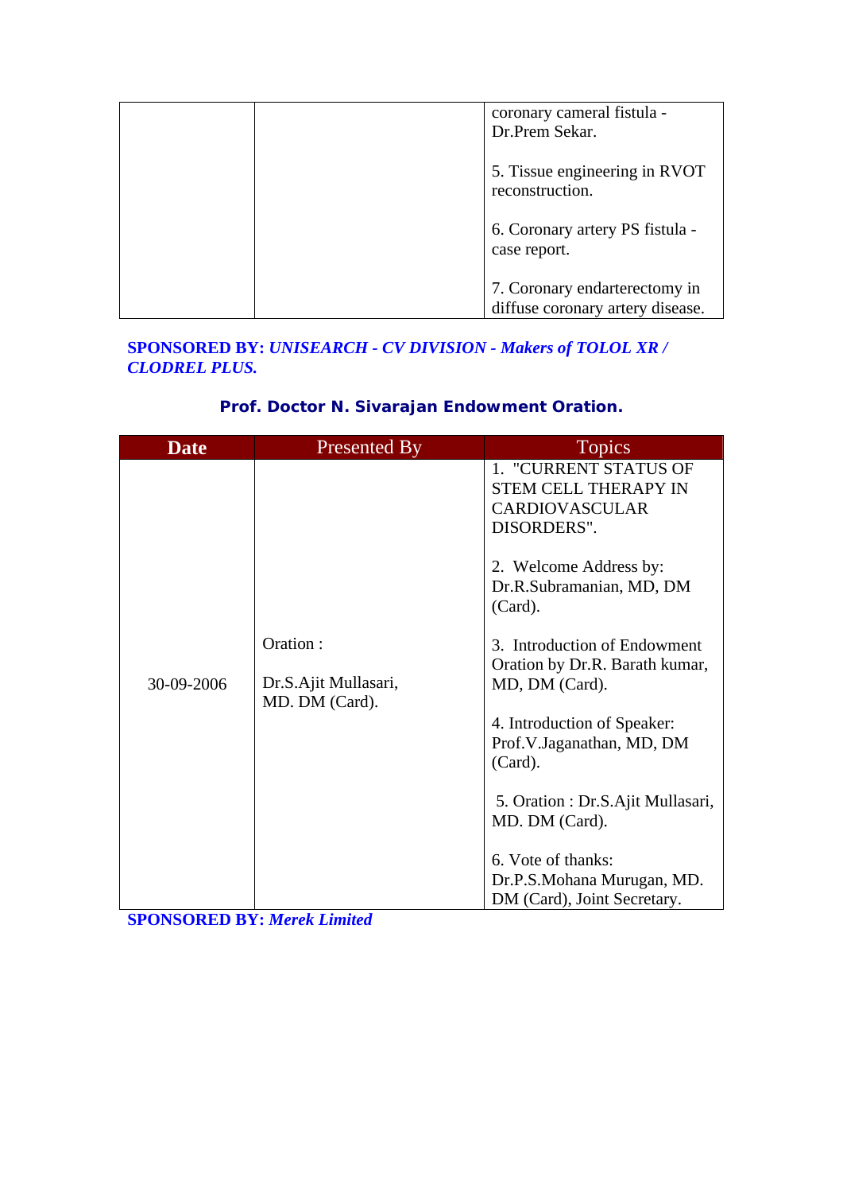| | | |
|---|---|---|
| | | coronary cameral fistula - Dr.Prem Sekar.<br><br>5. Tissue engineering in RVOT reconstruction.<br><br>6. Coronary artery PS fistula - case report.<br><br>7. Coronary endarterectomy in diffuse coronary artery disease. |

**SPONSORED BY:** ***UNISEARCH - CV DIVISION - Makers of TOLOL XR / CLODREL PLUS.***

### Prof. Doctor N. Sivarajan Endowment Oration.

| Date | Presented By | Topics |
|---|---|---|
| 30-09-2006 | Oration :<br><br>Dr.S.Ajit Mullasari, MD. DM (Card). | 1. "CURRENT STATUS OF STEM CELL THERAPY IN CARDIOVASCULAR DISORDERS".<br><br>2. Welcome Address by: Dr.R.Subramanian, MD, DM (Card).<br><br>3. Introduction of Endowment Oration by Dr.R. Barath kumar, MD, DM (Card).<br><br>4. Introduction of Speaker: Prof.V.Jaganathan, MD, DM (Card).<br><br>5. Oration : Dr.S.Ajit Mullasari, MD. DM (Card).<br><br>6. Vote of thanks: Dr.P.S.Mohana Murugan, MD. DM (Card), Joint Secretary. |

**SPONSORED BY:** ***Merek Limited***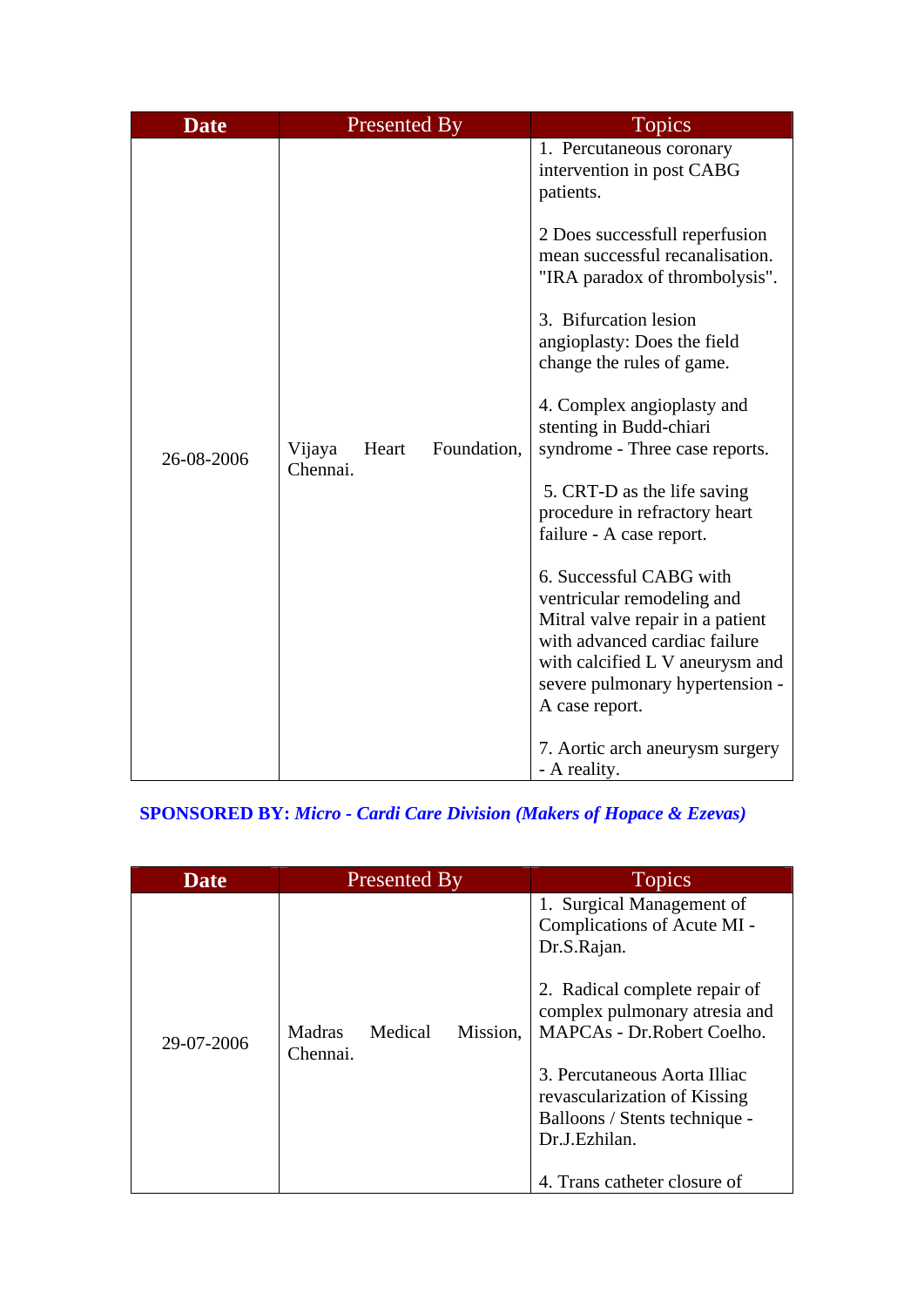| Date | Presented By | Topics |
| --- | --- | --- |
| 26-08-2006 | Vijaya Heart Foundation, Chennai. | 1. Percutaneous coronary intervention in post CABG patients.<br><br>2 Does successfull reperfusion mean successful recanalisation. "IRA paradox of thrombolysis".<br><br>3. Bifurcation lesion angioplasty: Does the field change the rules of game.<br><br>4. Complex angioplasty and stenting in Budd-chiari syndrome - Three case reports.<br><br>5. CRT-D as the life saving procedure in refractory heart failure - A case report.<br><br>6. Successful CABG with ventricular remodeling and Mitral valve repair in a patient with advanced cardiac failure with calcified L V aneurysm and severe pulmonary hypertension - A case report.<br><br>7. Aortic arch aneurysm surgery - A reality. |

**SPONSORED BY:** ***Micro - Cardi Care Division (Makers of Hopace & Ezevas)***

| Date | Presented By | Topics |
| --- | --- | --- |
| 29-07-2006 | Madras Medical Mission, Chennai. | 1. Surgical Management of Complications of Acute MI - Dr.S.Rajan.<br><br>2. Radical complete repair of complex pulmonary atresia and MAPCAs - Dr.Robert Coelho.<br><br>3. Percutaneous Aorta Illiac revascularization of Kissing Balloons / Stents technique - Dr.J.Ezhilan.<br><br>4. Trans catheter closure of |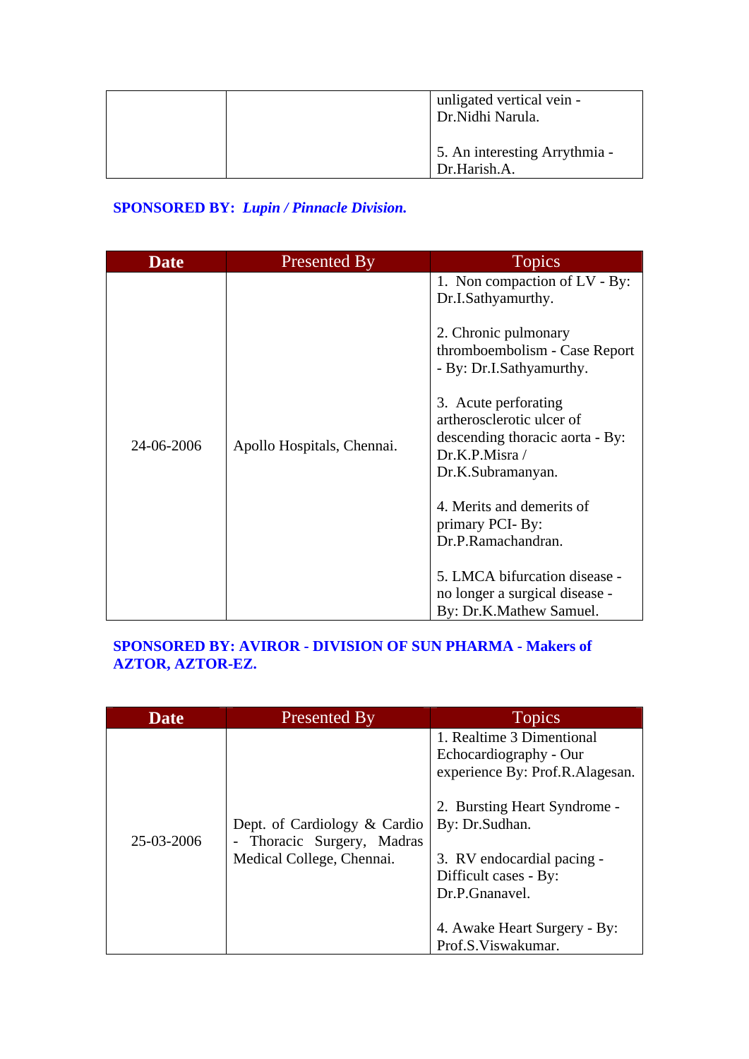| | | |
|---|---|---|
| | | unligated vertical vein - Dr.Nidhi Narula.<br><br>5. An interesting Arrythmia - Dr.Harish.A. |

**SPONSORED BY:** ***Lupin / Pinnacle Division.***

| Date | Presented By | Topics |
|---|---|---|
| 24-06-2006 | Apollo Hospitals, Chennai. | 1. Non compaction of LV - By: Dr.I.Sathyamurthy.<br><br>2. Chronic pulmonary thromboembolism - Case Report - By: Dr.I.Sathyamurthy.<br><br>3. Acute perforating artherosclerotic ulcer of descending thoracic aorta - By: Dr.K.P.Misra / Dr.K.Subramanyan.<br><br>4. Merits and demerits of primary PCI- By: Dr.P.Ramachandran.<br><br>5. LMCA bifurcation disease - no longer a surgical disease - By: Dr.K.Mathew Samuel. |

**SPONSORED BY: AVIROR - DIVISION OF SUN PHARMA - Makers of AZTOR, AZTOR-EZ.**

| Date | Presented By | Topics |
|---|---|---|
| 25-03-2006 | Dept. of Cardiology & Cardio - Thoracic Surgery, Madras Medical College, Chennai. | 1. Realtime 3 Dimentional Echocardiography - Our experience By: Prof.R.Alagesan.<br><br>2. Bursting Heart Syndrome - By: Dr.Sudhan.<br><br>3. RV endocardial pacing - Difficult cases - By: Dr.P.Gnanavel.<br><br>4. Awake Heart Surgery - By: Prof.S.Viswakumar. |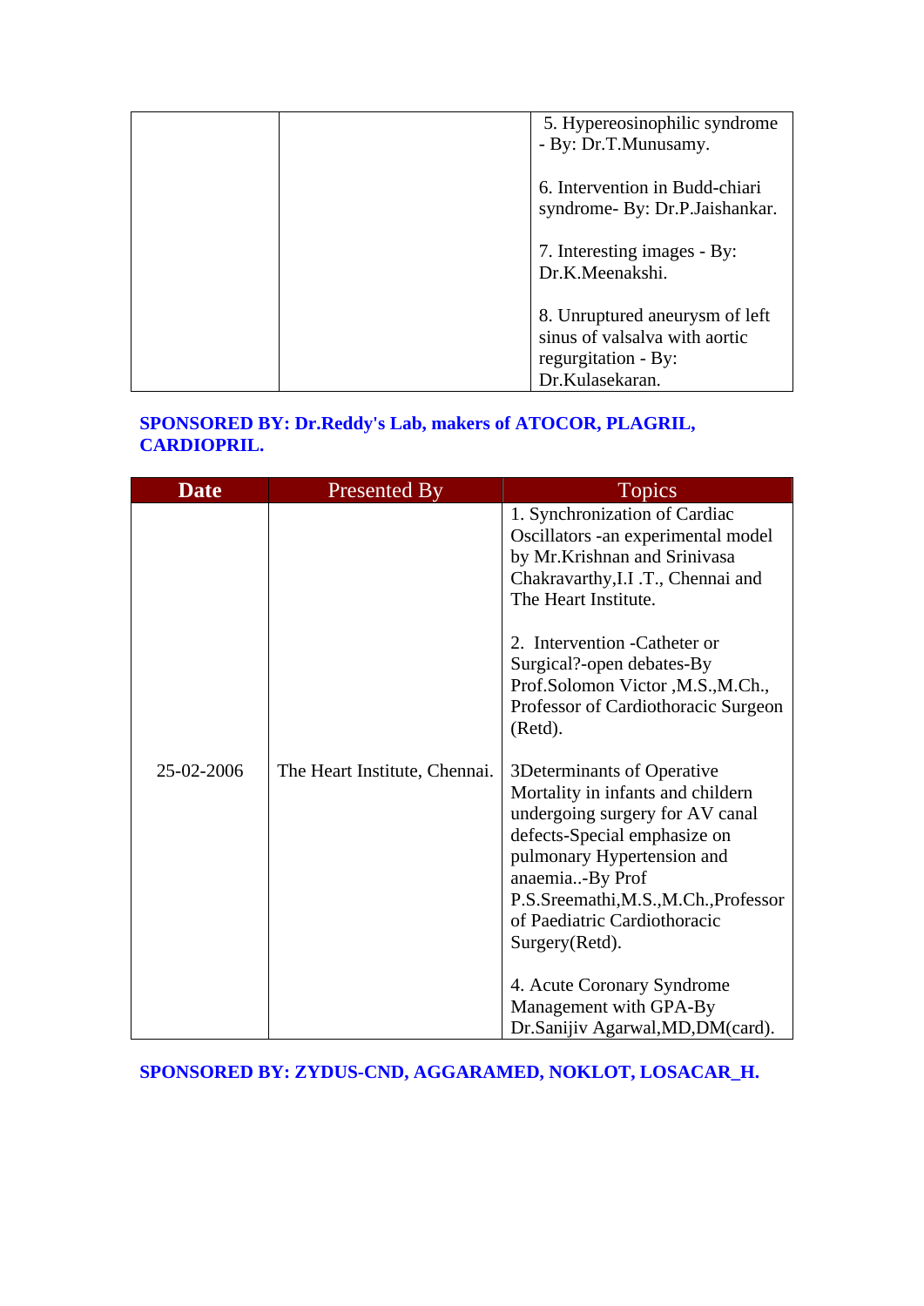| | | |
|---|---|---|
| | | 5. Hypereosinophilic syndrome - By: Dr.T.Munusamy.<br><br>6. Intervention in Budd-chiari syndrome- By: Dr.P.Jaishankar.<br><br>7. Interesting images - By: Dr.K.Meenakshi.<br><br>8. Unruptured aneurysm of left sinus of valsalva with aortic regurgitation - By: Dr.Kulasekaran. |

**SPONSORED BY: Dr.Reddy's Lab, makers of ATOCOR, PLAGRIL, CARDIOPRIL.**

| Date | Presented By | Topics |
|---|---|---|
| 25-02-2006 | The Heart Institute, Chennai. | 1. Synchronization of Cardiac Oscillators -an experimental model by Mr.Krishnan and Srinivasa Chakravarthy,I.I .T., Chennai and The Heart Institute.<br><br>2. Intervention -Catheter or Surgical?-open debates-By Prof.Solomon Victor ,M.S.,M.Ch., Professor of Cardiothoracic Surgeon (Retd).<br><br>3Determinants of Operative Mortality in infants and childern undergoing surgery for AV canal defects-Special emphasize on pulmonary Hypertension and anaemia..-By Prof P.S.Sreemathi,M.S.,M.Ch.,Professor of Paediatric Cardiothoracic Surgery(Retd).<br><br>4. Acute Coronary Syndrome Management with GPA-By Dr.Sanijiv Agarwal,MD,DM(card). |

**SPONSORED BY: ZYDUS-CND, AGGARAMED, NOKLOT, LOSACAR_H.**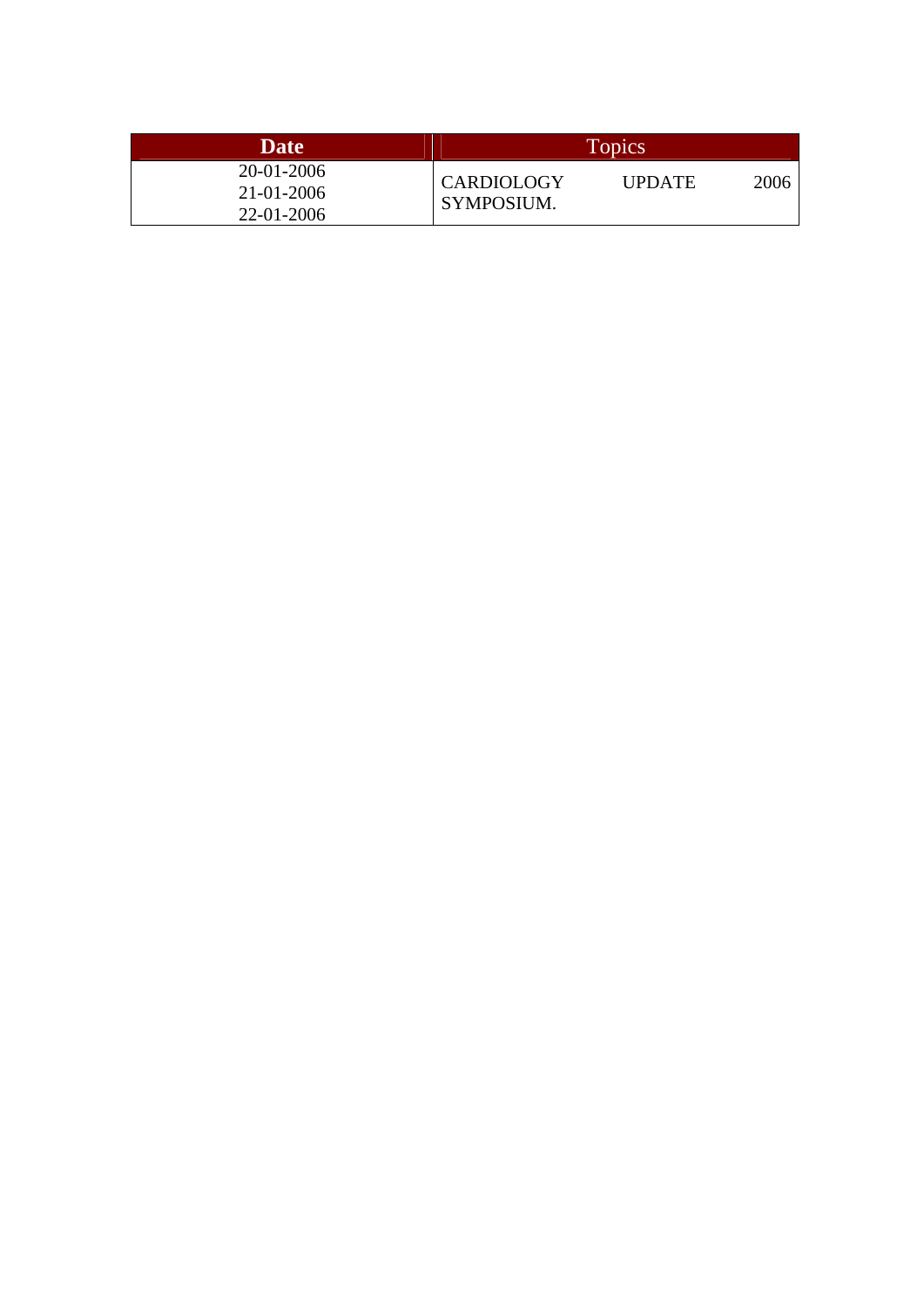| Date | Topics |
| --- | --- |
| 20-01-2006<br>21-01-2006<br>22-01-2006 | CARDIOLOGY UPDATE 2006 SYMPOSIUM. |